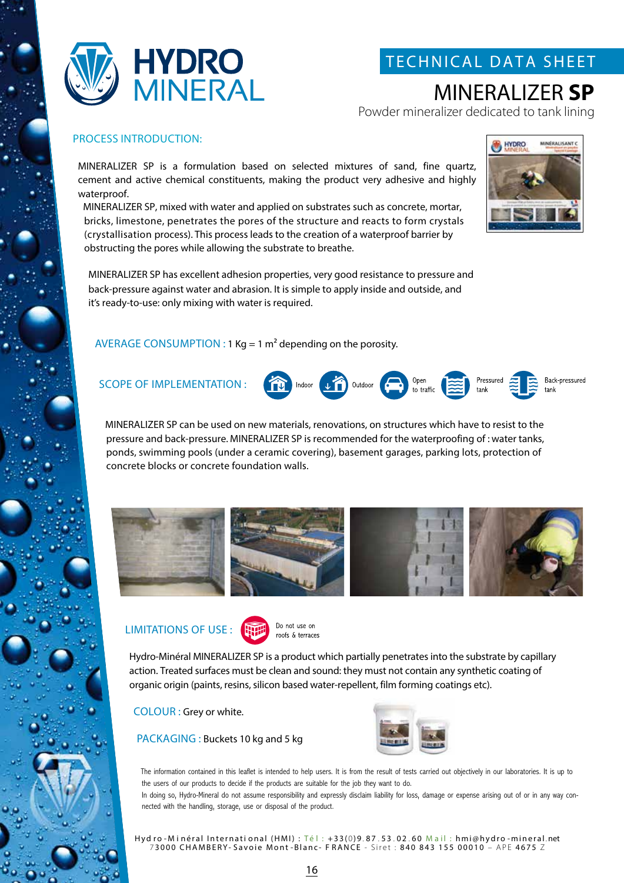# HYDRO MINERAL

## TECHNICAL DATA SHEET

# MINERALIZER **SP**

Powder mineralizer dedicated to tank lining

## PROCESS INTRODUCTION:

MINERALIZER SP is a formulation based on selected mixtures of sand, fine quartz, cement and active chemical constituents, making the product very adhesive and highly waterproof.

MINERALIZER SP, mixed with water and applied on substrates such as concrete, mortar, bricks, limestone, penetrates the pores of the structure and reacts to form crystals (crystallisation process). This process leads to the creation of a waterproof barrier by obstructing the pores while allowing the substrate to breathe.

MINERALIZER SP has excellent adhesion properties, very good resistance to pressure and back-pressure against water and abrasion. It is simple to apply inside and outside, and it's ready-to-use: only mixing with water is required.

## AVERAGE CONSUMPTION : 1 Kg = 1 m² depending on the porosity.

## SCOPE OF IMPLEMENTATION :

Indoor · Outdoor · Open to traffic · Pressured tank · Back-pressured tank

MINERALIZER SP can be used on new materials, renovations, on structures which have to resist to the pressure and back-pressure. MINERALIZER SP is recommended for the waterproofing of : water tanks, ponds, swimming pools (under a ceramic covering), basement garages, parking lots, protection of concrete blocks or concrete foundation walls.

## LIMITATIONS OF USE :

Do not use on roofs & terraces

Hydro-Minéral MINERALIZER SP is a product which partially penetrates into the substrate by capillary action. Treated surfaces must be clean and sound: they must not contain any synthetic coating of organic origin (paints, resins, silicon based water-repellent, film forming coatings etc).

**COLOUR :** Grey or white.

**PACKAGING :** Buckets 10 kg and 5 kg

The information contained in this leaflet is intended to help users. It is from the result of tests carried out objectively in our laboratories. It is up to the users of our products to decide if the products are suitable for the job they want to do.
In doing so, Hydro-Mineral do not assume responsibility and expressly disclaim liability for loss, damage or expense arising out of or in any way connected with the handling, storage, use or disposal of the product.

Hydro-Minéral International (HMI) : Tél : +33(0)9.87.53.02.60 Mail : hmi@hydro-mineral.net
73000 CHAMBERY-Savoie Mont-Blanc- FRANCE - Siret : 840 843 155 00010 – APE 4675 Z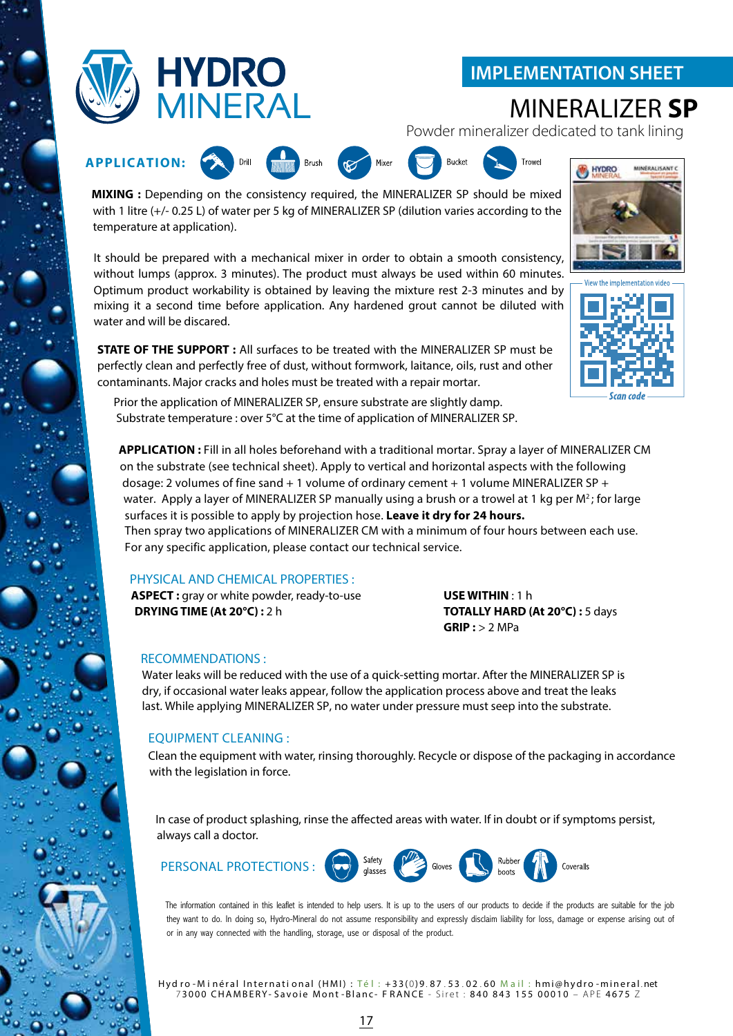# HYDRO MINERAL

## IMPLEMENTATION SHEET

# MINERALIZER **SP**

Powder mineralizer dedicated to tank lining

**APPLICATION:** Drill, Brush, Mixer, Bucket, Trowel

**MIXING :** Depending on the consistency required, the MINERALIZER SP should be mixed with 1 litre (+/- 0.25 L) of water per 5 kg of MINERALIZER SP (dilution varies according to the temperature at application).

It should be prepared with a mechanical mixer in order to obtain a smooth consistency, without lumps (approx. 3 minutes). The product must always be used within 60 minutes. Optimum product workability is obtained by leaving the mixture rest 2-3 minutes and by mixing it a second time before application. Any hardened grout cannot be diluted with water and will be discared.

View the implementation video

Scan code

**STATE OF THE SUPPORT :** All surfaces to be treated with the MINERALIZER SP must be perfectly clean and perfectly free of dust, without formwork, laitance, oils, rust and other contaminants. Major cracks and holes must be treated with a repair mortar.

Prior the application of MINERALIZER SP, ensure substrate are slightly damp.
Substrate temperature : over 5°C at the time of application of MINERALIZER SP.

**APPLICATION :** Fill in all holes beforehand with a traditional mortar. Spray a layer of MINERALIZER CM on the substrate (see technical sheet). Apply to vertical and horizontal aspects with the following dosage: 2 volumes of fine sand + 1 volume of ordinary cement + 1 volume MINERALIZER SP + water. Apply a layer of MINERALIZER SP manually using a brush or a trowel at 1 kg per M$^2$; for large surfaces it is possible to apply by projection hose. **Leave it dry for 24 hours.**
Then spray two applications of MINERALIZER CM with a minimum of four hours between each use.
For any specific application, please contact our technical service.

## PHYSICAL AND CHEMICAL PROPERTIES :

**ASPECT :** gray or white powder, ready-to-use
**DRYING TIME (At 20°C) :** 2 h
**USE WITHIN** : 1 h
**TOTALLY HARD (At 20°C) :** 5 days
**GRIP :** > 2 MPa

## RECOMMENDATIONS :

Water leaks will be reduced with the use of a quick-setting mortar. After the MINERALIZER SP is dry, if occasional water leaks appear, follow the application process above and treat the leaks last. While applying MINERALIZER SP, no water under pressure must seep into the substrate.

## EQUIPMENT CLEANING :

Clean the equipment with water, rinsing thoroughly. Recycle or dispose of the packaging in accordance with the legislation in force.

In case of product splashing, rinse the affected areas with water. If in doubt or if symptoms persist, always call a doctor.

## PERSONAL PROTECTIONS :

Safety glasses, Gloves, Rubber boots, Coveralls

The information contained in this leaflet is intended to help users. It is up to the users of our products to decide if the products are suitable for the job they want to do. In doing so, Hydro-Mineral do not assume responsibility and expressly disclaim liability for loss, damage or expense arising out of or in any way connected with the handling, storage, use or disposal of the product.

Hydro-Minéral International (HMI) : Tél : +33(0)9.87.53.02.60 Mail : hmi@hydro-mineral.net
73000 CHAMBERY-Savoie Mont-Blanc- FRANCE - Siret : 840 843 155 00010 – APE 4675 Z